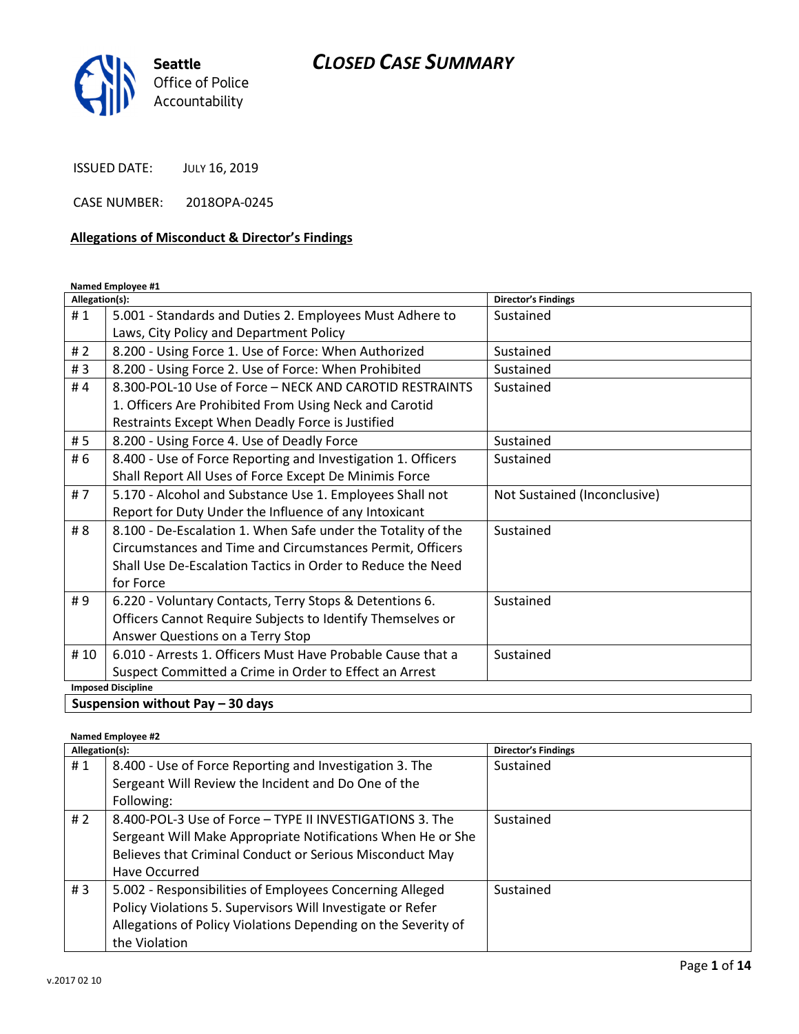# *CLOSED CASE SUMMARY*

Seattle Office of Police Accountability

ISSUED DATE: JULY 16, 2019

CASE NUMBER: 2018OPA-0245

## Allegations of Misconduct & Director's Findings

**Named Employee #1**

| Allegation(s): | | Director's Findings |
|---|---|---|
| # 1 | 5.001 - Standards and Duties 2. Employees Must Adhere to Laws, City Policy and Department Policy | Sustained |
| # 2 | 8.200 - Using Force 1. Use of Force: When Authorized | Sustained |
| # 3 | 8.200 - Using Force 2. Use of Force: When Prohibited | Sustained |
| # 4 | 8.300-POL-10 Use of Force – NECK AND CAROTID RESTRAINTS 1. Officers Are Prohibited From Using Neck and Carotid Restraints Except When Deadly Force is Justified | Sustained |
| # 5 | 8.200 - Using Force 4. Use of Deadly Force | Sustained |
| # 6 | 8.400 - Use of Force Reporting and Investigation 1. Officers Shall Report All Uses of Force Except De Minimis Force | Sustained |
| # 7 | 5.170 - Alcohol and Substance Use 1. Employees Shall not Report for Duty Under the Influence of any Intoxicant | Not Sustained (Inconclusive) |
| # 8 | 8.100 - De-Escalation 1. When Safe under the Totality of the Circumstances and Time and Circumstances Permit, Officers Shall Use De-Escalation Tactics in Order to Reduce the Need for Force | Sustained |
| # 9 | 6.220 - Voluntary Contacts, Terry Stops & Detentions 6. Officers Cannot Require Subjects to Identify Themselves or Answer Questions on a Terry Stop | Sustained |
| # 10 | 6.010 - Arrests 1. Officers Must Have Probable Cause that a Suspect Committed a Crime in Order to Effect an Arrest | Sustained |

**Imposed Discipline**

**Suspension without Pay – 30 days**

**Named Employee #2**

| Allegation(s): | | Director's Findings |
|---|---|---|
| # 1 | 8.400 - Use of Force Reporting and Investigation 3. The Sergeant Will Review the Incident and Do One of the Following: | Sustained |
| # 2 | 8.400-POL-3 Use of Force – TYPE II INVESTIGATIONS 3. The Sergeant Will Make Appropriate Notifications When He or She Believes that Criminal Conduct or Serious Misconduct May Have Occurred | Sustained |
| # 3 | 5.002 - Responsibilities of Employees Concerning Alleged Policy Violations 5. Supervisors Will Investigate or Refer Allegations of Policy Violations Depending on the Severity of the Violation | Sustained |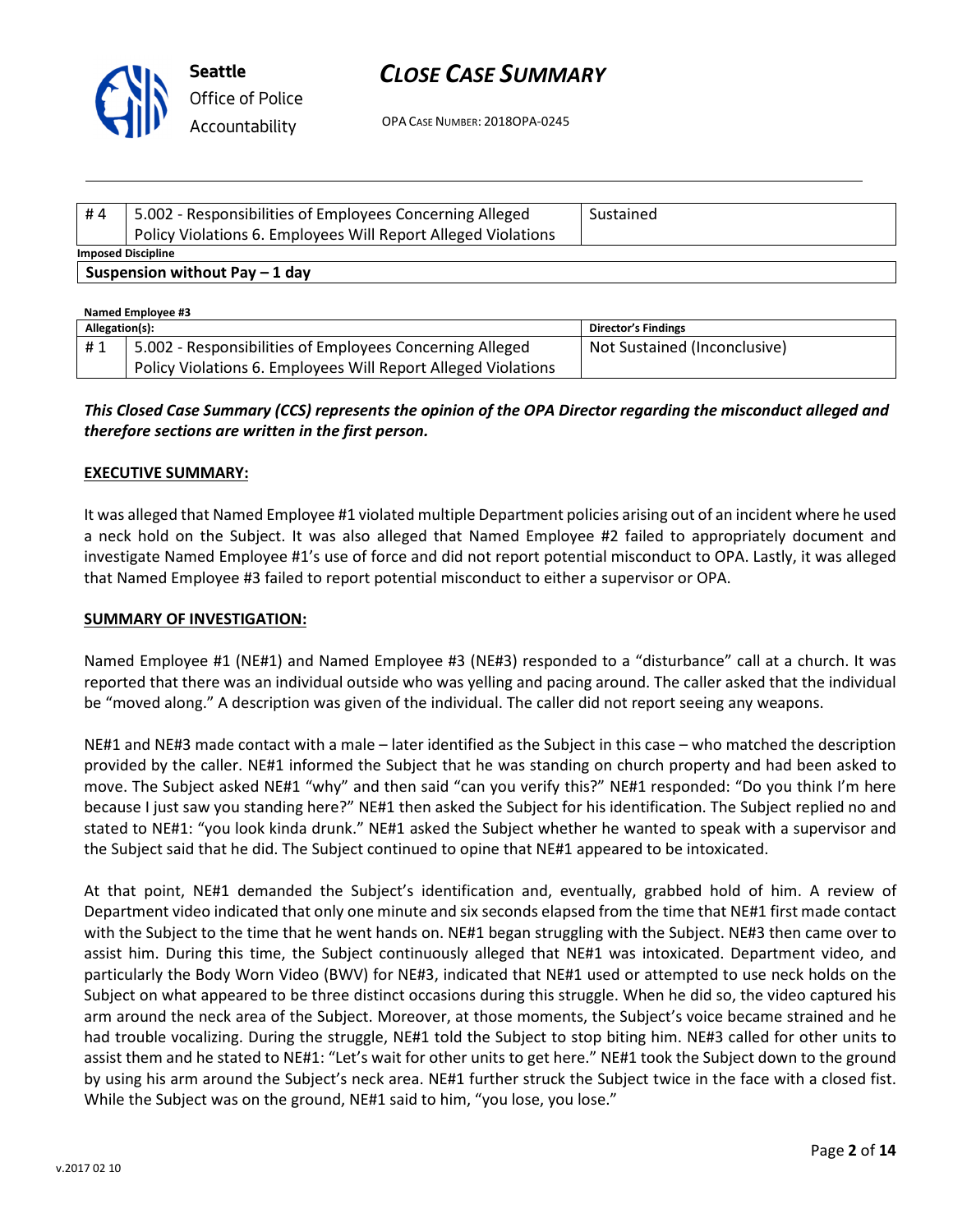| # 4 | 5.002 - Responsibilities of Employees Concerning Alleged Policy Violations 6. Employees Will Report Alleged Violations | Sustained |
|---|---|---|

**Imposed Discipline**

**Suspension without Pay – 1 day**

**Named Employee #3**

| Allegation(s): | | Director's Findings |
|---|---|---|
| # 1 | 5.002 - Responsibilities of Employees Concerning Alleged Policy Violations 6. Employees Will Report Alleged Violations | Not Sustained (Inconclusive) |

***This Closed Case Summary (CCS) represents the opinion of the OPA Director regarding the misconduct alleged and therefore sections are written in the first person.***

**EXECUTIVE SUMMARY:**

It was alleged that Named Employee #1 violated multiple Department policies arising out of an incident where he used a neck hold on the Subject. It was also alleged that Named Employee #2 failed to appropriately document and investigate Named Employee #1's use of force and did not report potential misconduct to OPA. Lastly, it was alleged that Named Employee #3 failed to report potential misconduct to either a supervisor or OPA.

**SUMMARY OF INVESTIGATION:**

Named Employee #1 (NE#1) and Named Employee #3 (NE#3) responded to a "disturbance" call at a church. It was reported that there was an individual outside who was yelling and pacing around. The caller asked that the individual be "moved along." A description was given of the individual. The caller did not report seeing any weapons.

NE#1 and NE#3 made contact with a male – later identified as the Subject in this case – who matched the description provided by the caller. NE#1 informed the Subject that he was standing on church property and had been asked to move. The Subject asked NE#1 "why" and then said "can you verify this?" NE#1 responded: "Do you think I'm here because I just saw you standing here?" NE#1 then asked the Subject for his identification. The Subject replied no and stated to NE#1: "you look kinda drunk." NE#1 asked the Subject whether he wanted to speak with a supervisor and the Subject said that he did. The Subject continued to opine that NE#1 appeared to be intoxicated.

At that point, NE#1 demanded the Subject's identification and, eventually, grabbed hold of him. A review of Department video indicated that only one minute and six seconds elapsed from the time that NE#1 first made contact with the Subject to the time that he went hands on. NE#1 began struggling with the Subject. NE#3 then came over to assist him. During this time, the Subject continuously alleged that NE#1 was intoxicated. Department video, and particularly the Body Worn Video (BWV) for NE#3, indicated that NE#1 used or attempted to use neck holds on the Subject on what appeared to be three distinct occasions during this struggle. When he did so, the video captured his arm around the neck area of the Subject. Moreover, at those moments, the Subject's voice became strained and he had trouble vocalizing. During the struggle, NE#1 told the Subject to stop biting him. NE#3 called for other units to assist them and he stated to NE#1: "Let's wait for other units to get here." NE#1 took the Subject down to the ground by using his arm around the Subject's neck area. NE#1 further struck the Subject twice in the face with a closed fist. While the Subject was on the ground, NE#1 said to him, "you lose, you lose."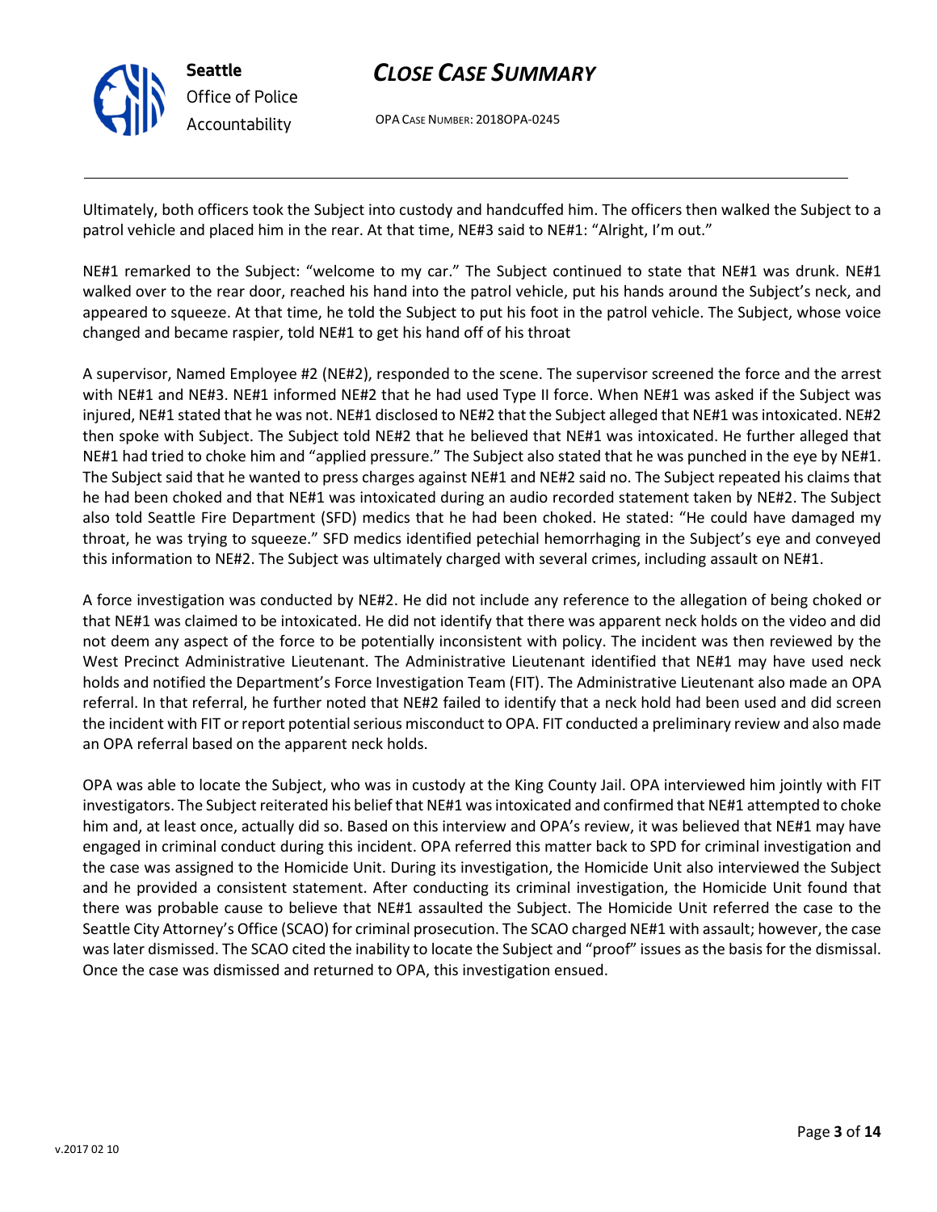Ultimately, both officers took the Subject into custody and handcuffed him. The officers then walked the Subject to a patrol vehicle and placed him in the rear. At that time, NE#3 said to NE#1: "Alright, I'm out."

NE#1 remarked to the Subject: "welcome to my car." The Subject continued to state that NE#1 was drunk. NE#1 walked over to the rear door, reached his hand into the patrol vehicle, put his hands around the Subject's neck, and appeared to squeeze. At that time, he told the Subject to put his foot in the patrol vehicle. The Subject, whose voice changed and became raspier, told NE#1 to get his hand off of his throat

A supervisor, Named Employee #2 (NE#2), responded to the scene. The supervisor screened the force and the arrest with NE#1 and NE#3. NE#1 informed NE#2 that he had used Type II force. When NE#1 was asked if the Subject was injured, NE#1 stated that he was not. NE#1 disclosed to NE#2 that the Subject alleged that NE#1 was intoxicated. NE#2 then spoke with Subject. The Subject told NE#2 that he believed that NE#1 was intoxicated. He further alleged that NE#1 had tried to choke him and "applied pressure." The Subject also stated that he was punched in the eye by NE#1. The Subject said that he wanted to press charges against NE#1 and NE#2 said no. The Subject repeated his claims that he had been choked and that NE#1 was intoxicated during an audio recorded statement taken by NE#2. The Subject also told Seattle Fire Department (SFD) medics that he had been choked. He stated: "He could have damaged my throat, he was trying to squeeze." SFD medics identified petechial hemorrhaging in the Subject's eye and conveyed this information to NE#2. The Subject was ultimately charged with several crimes, including assault on NE#1.

A force investigation was conducted by NE#2. He did not include any reference to the allegation of being choked or that NE#1 was claimed to be intoxicated. He did not identify that there was apparent neck holds on the video and did not deem any aspect of the force to be potentially inconsistent with policy. The incident was then reviewed by the West Precinct Administrative Lieutenant. The Administrative Lieutenant identified that NE#1 may have used neck holds and notified the Department's Force Investigation Team (FIT). The Administrative Lieutenant also made an OPA referral. In that referral, he further noted that NE#2 failed to identify that a neck hold had been used and did screen the incident with FIT or report potential serious misconduct to OPA. FIT conducted a preliminary review and also made an OPA referral based on the apparent neck holds.

OPA was able to locate the Subject, who was in custody at the King County Jail. OPA interviewed him jointly with FIT investigators. The Subject reiterated his belief that NE#1 was intoxicated and confirmed that NE#1 attempted to choke him and, at least once, actually did so. Based on this interview and OPA's review, it was believed that NE#1 may have engaged in criminal conduct during this incident. OPA referred this matter back to SPD for criminal investigation and the case was assigned to the Homicide Unit. During its investigation, the Homicide Unit also interviewed the Subject and he provided a consistent statement. After conducting its criminal investigation, the Homicide Unit found that there was probable cause to believe that NE#1 assaulted the Subject. The Homicide Unit referred the case to the Seattle City Attorney's Office (SCAO) for criminal prosecution. The SCAO charged NE#1 with assault; however, the case was later dismissed. The SCAO cited the inability to locate the Subject and "proof" issues as the basis for the dismissal. Once the case was dismissed and returned to OPA, this investigation ensued.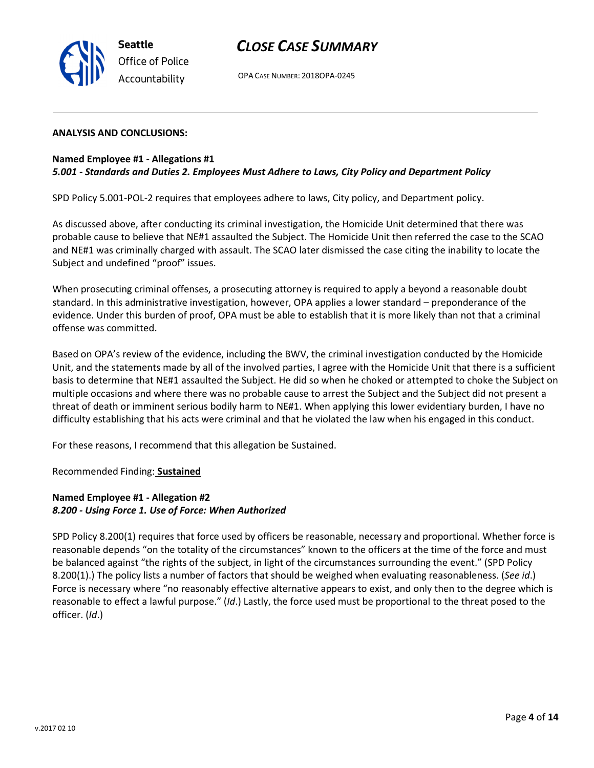**ANALYSIS AND CONCLUSIONS:**

**Named Employee #1 - Allegations #1**
***5.001 - Standards and Duties 2. Employees Must Adhere to Laws, City Policy and Department Policy***

SPD Policy 5.001-POL-2 requires that employees adhere to laws, City policy, and Department policy.

As discussed above, after conducting its criminal investigation, the Homicide Unit determined that there was probable cause to believe that NE#1 assaulted the Subject. The Homicide Unit then referred the case to the SCAO and NE#1 was criminally charged with assault. The SCAO later dismissed the case citing the inability to locate the Subject and undefined "proof" issues.

When prosecuting criminal offenses, a prosecuting attorney is required to apply a beyond a reasonable doubt standard. In this administrative investigation, however, OPA applies a lower standard – preponderance of the evidence. Under this burden of proof, OPA must be able to establish that it is more likely than not that a criminal offense was committed.

Based on OPA's review of the evidence, including the BWV, the criminal investigation conducted by the Homicide Unit, and the statements made by all of the involved parties, I agree with the Homicide Unit that there is a sufficient basis to determine that NE#1 assaulted the Subject. He did so when he choked or attempted to choke the Subject on multiple occasions and where there was no probable cause to arrest the Subject and the Subject did not present a threat of death or imminent serious bodily harm to NE#1. When applying this lower evidentiary burden, I have no difficulty establishing that his acts were criminal and that he violated the law when his engaged in this conduct.

For these reasons, I recommend that this allegation be Sustained.

Recommended Finding: **Sustained**

**Named Employee #1 - Allegation #2**
***8.200 - Using Force 1. Use of Force: When Authorized***

SPD Policy 8.200(1) requires that force used by officers be reasonable, necessary and proportional. Whether force is reasonable depends "on the totality of the circumstances" known to the officers at the time of the force and must be balanced against "the rights of the subject, in light of the circumstances surrounding the event." (SPD Policy 8.200(1).) The policy lists a number of factors that should be weighed when evaluating reasonableness. (*See id*.) Force is necessary where "no reasonably effective alternative appears to exist, and only then to the degree which is reasonable to effect a lawful purpose." (*Id*.) Lastly, the force used must be proportional to the threat posed to the officer. (*Id*.)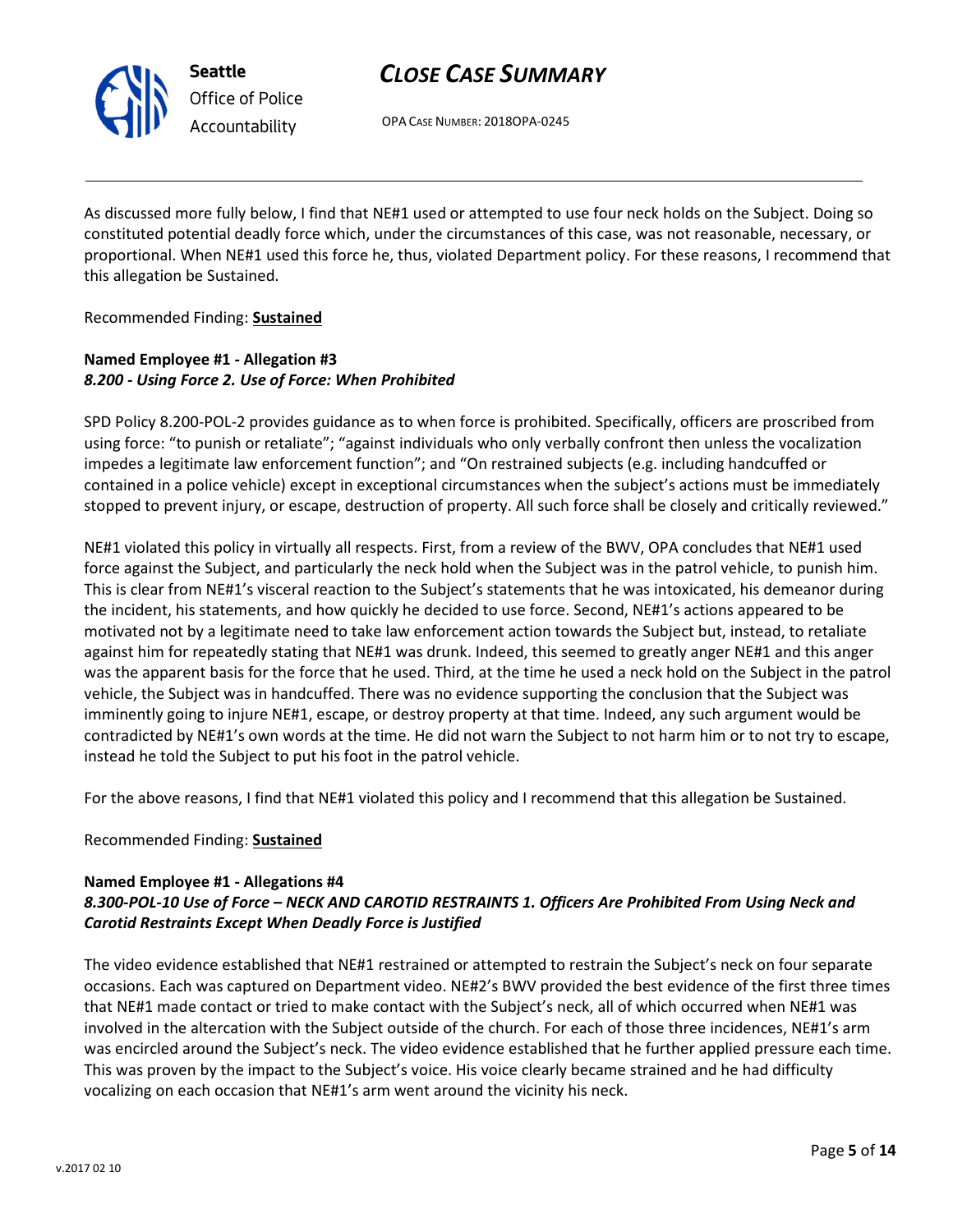As discussed more fully below, I find that NE#1 used or attempted to use four neck holds on the Subject. Doing so constituted potential deadly force which, under the circumstances of this case, was not reasonable, necessary, or proportional. When NE#1 used this force he, thus, violated Department policy. For these reasons, I recommend that this allegation be Sustained.

Recommended Finding: **Sustained**

**Named Employee #1 - Allegation #3**
***8.200 - Using Force 2. Use of Force: When Prohibited***

SPD Policy 8.200-POL-2 provides guidance as to when force is prohibited. Specifically, officers are proscribed from using force: "to punish or retaliate"; "against individuals who only verbally confront then unless the vocalization impedes a legitimate law enforcement function"; and "On restrained subjects (e.g. including handcuffed or contained in a police vehicle) except in exceptional circumstances when the subject's actions must be immediately stopped to prevent injury, or escape, destruction of property. All such force shall be closely and critically reviewed."

NE#1 violated this policy in virtually all respects. First, from a review of the BWV, OPA concludes that NE#1 used force against the Subject, and particularly the neck hold when the Subject was in the patrol vehicle, to punish him. This is clear from NE#1's visceral reaction to the Subject's statements that he was intoxicated, his demeanor during the incident, his statements, and how quickly he decided to use force. Second, NE#1's actions appeared to be motivated not by a legitimate need to take law enforcement action towards the Subject but, instead, to retaliate against him for repeatedly stating that NE#1 was drunk. Indeed, this seemed to greatly anger NE#1 and this anger was the apparent basis for the force that he used. Third, at the time he used a neck hold on the Subject in the patrol vehicle, the Subject was in handcuffed. There was no evidence supporting the conclusion that the Subject was imminently going to injure NE#1, escape, or destroy property at that time. Indeed, any such argument would be contradicted by NE#1's own words at the time. He did not warn the Subject to not harm him or to not try to escape, instead he told the Subject to put his foot in the patrol vehicle.

For the above reasons, I find that NE#1 violated this policy and I recommend that this allegation be Sustained.

Recommended Finding: **Sustained**

**Named Employee #1 - Allegations #4**
***8.300-POL-10 Use of Force – NECK AND CAROTID RESTRAINTS 1. Officers Are Prohibited From Using Neck and Carotid Restraints Except When Deadly Force is Justified***

The video evidence established that NE#1 restrained or attempted to restrain the Subject's neck on four separate occasions. Each was captured on Department video. NE#2's BWV provided the best evidence of the first three times that NE#1 made contact or tried to make contact with the Subject's neck, all of which occurred when NE#1 was involved in the altercation with the Subject outside of the church. For each of those three incidences, NE#1's arm was encircled around the Subject's neck. The video evidence established that he further applied pressure each time. This was proven by the impact to the Subject's voice. His voice clearly became strained and he had difficulty vocalizing on each occasion that NE#1's arm went around the vicinity his neck.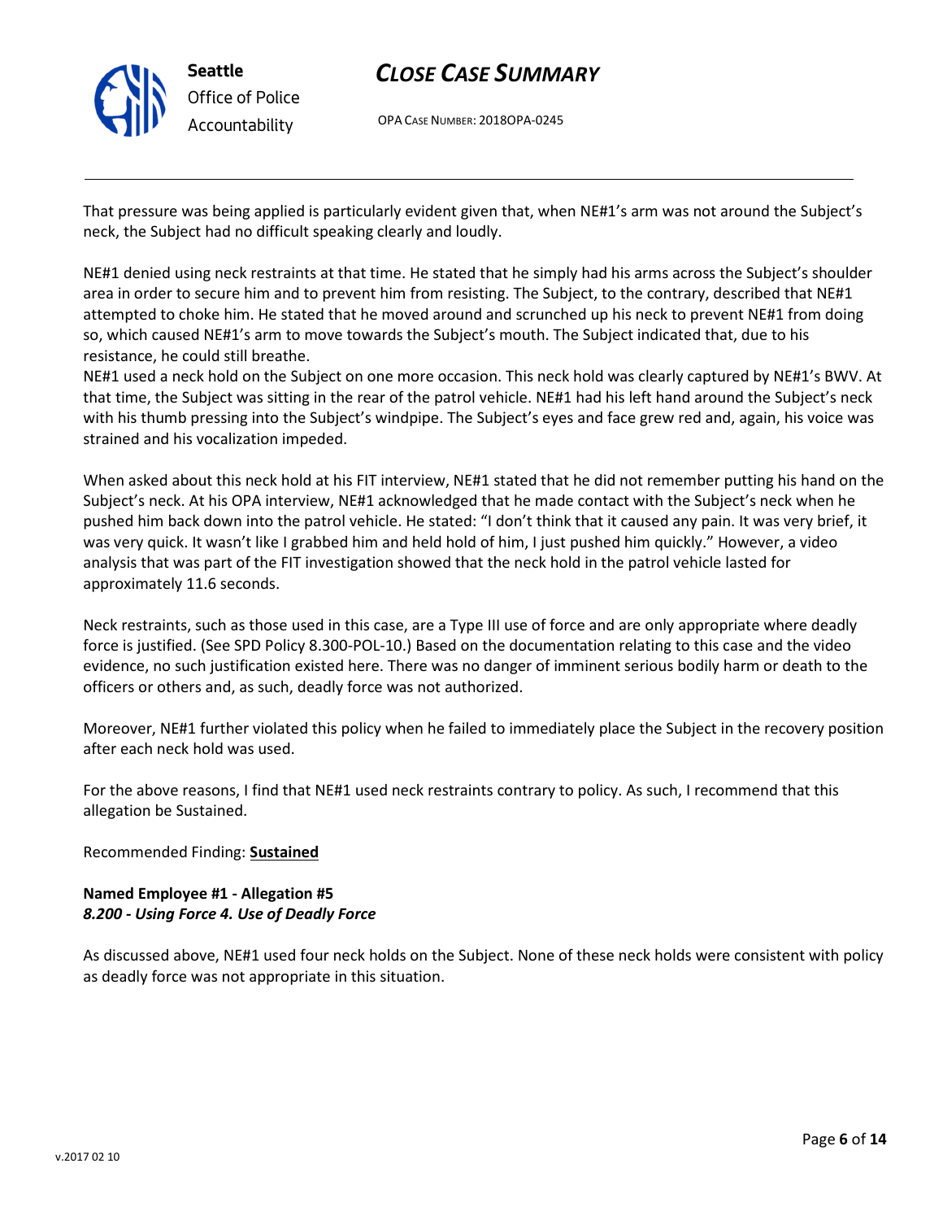That pressure was being applied is particularly evident given that, when NE#1's arm was not around the Subject's neck, the Subject had no difficult speaking clearly and loudly.

NE#1 denied using neck restraints at that time. He stated that he simply had his arms across the Subject's shoulder area in order to secure him and to prevent him from resisting. The Subject, to the contrary, described that NE#1 attempted to choke him. He stated that he moved around and scrunched up his neck to prevent NE#1 from doing so, which caused NE#1's arm to move towards the Subject's mouth. The Subject indicated that, due to his resistance, he could still breathe.

NE#1 used a neck hold on the Subject on one more occasion. This neck hold was clearly captured by NE#1's BWV. At that time, the Subject was sitting in the rear of the patrol vehicle. NE#1 had his left hand around the Subject's neck with his thumb pressing into the Subject's windpipe. The Subject's eyes and face grew red and, again, his voice was strained and his vocalization impeded.

When asked about this neck hold at his FIT interview, NE#1 stated that he did not remember putting his hand on the Subject's neck. At his OPA interview, NE#1 acknowledged that he made contact with the Subject's neck when he pushed him back down into the patrol vehicle. He stated: "I don't think that it caused any pain. It was very brief, it was very quick. It wasn't like I grabbed him and held hold of him, I just pushed him quickly." However, a video analysis that was part of the FIT investigation showed that the neck hold in the patrol vehicle lasted for approximately 11.6 seconds.

Neck restraints, such as those used in this case, are a Type III use of force and are only appropriate where deadly force is justified. (See SPD Policy 8.300-POL-10.) Based on the documentation relating to this case and the video evidence, no such justification existed here. There was no danger of imminent serious bodily harm or death to the officers or others and, as such, deadly force was not authorized.

Moreover, NE#1 further violated this policy when he failed to immediately place the Subject in the recovery position after each neck hold was used.

For the above reasons, I find that NE#1 used neck restraints contrary to policy. As such, I recommend that this allegation be Sustained.

Recommended Finding: **Sustained**

**Named Employee #1 - Allegation #5**
***8.200 - Using Force 4. Use of Deadly Force***

As discussed above, NE#1 used four neck holds on the Subject. None of these neck holds were consistent with policy as deadly force was not appropriate in this situation.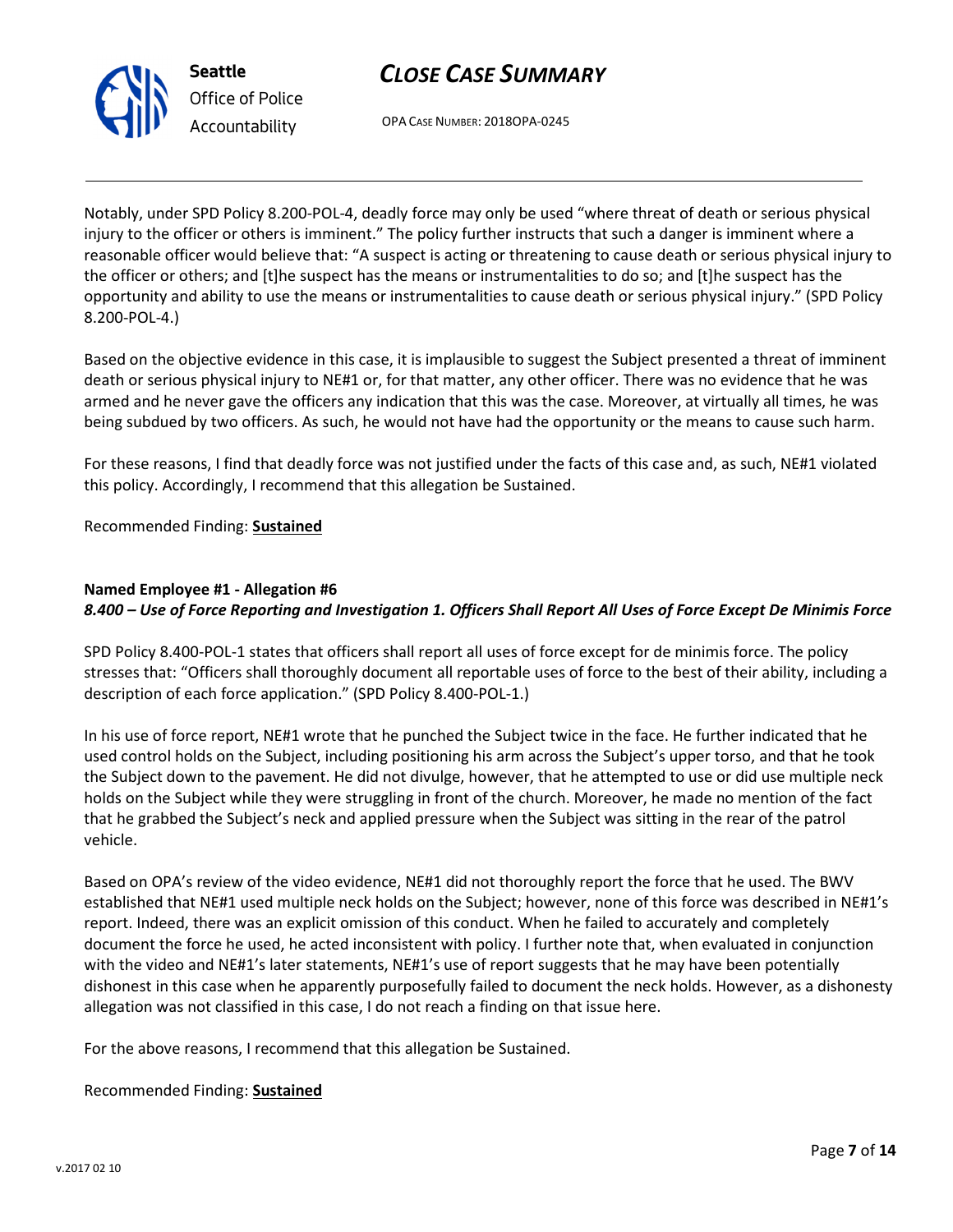Notably, under SPD Policy 8.200-POL-4, deadly force may only be used "where threat of death or serious physical injury to the officer or others is imminent." The policy further instructs that such a danger is imminent where a reasonable officer would believe that: "A suspect is acting or threatening to cause death or serious physical injury to the officer or others; and [t]he suspect has the means or instrumentalities to do so; and [t]he suspect has the opportunity and ability to use the means or instrumentalities to cause death or serious physical injury." (SPD Policy 8.200-POL-4.)

Based on the objective evidence in this case, it is implausible to suggest the Subject presented a threat of imminent death or serious physical injury to NE#1 or, for that matter, any other officer. There was no evidence that he was armed and he never gave the officers any indication that this was the case. Moreover, at virtually all times, he was being subdued by two officers. As such, he would not have had the opportunity or the means to cause such harm.

For these reasons, I find that deadly force was not justified under the facts of this case and, as such, NE#1 violated this policy. Accordingly, I recommend that this allegation be Sustained.

Recommended Finding: **Sustained**

**Named Employee #1 - Allegation #6**
***8.400 – Use of Force Reporting and Investigation 1. Officers Shall Report All Uses of Force Except De Minimis Force***

SPD Policy 8.400-POL-1 states that officers shall report all uses of force except for de minimis force. The policy stresses that: "Officers shall thoroughly document all reportable uses of force to the best of their ability, including a description of each force application." (SPD Policy 8.400-POL-1.)

In his use of force report, NE#1 wrote that he punched the Subject twice in the face. He further indicated that he used control holds on the Subject, including positioning his arm across the Subject's upper torso, and that he took the Subject down to the pavement. He did not divulge, however, that he attempted to use or did use multiple neck holds on the Subject while they were struggling in front of the church. Moreover, he made no mention of the fact that he grabbed the Subject's neck and applied pressure when the Subject was sitting in the rear of the patrol vehicle.

Based on OPA's review of the video evidence, NE#1 did not thoroughly report the force that he used. The BWV established that NE#1 used multiple neck holds on the Subject; however, none of this force was described in NE#1's report. Indeed, there was an explicit omission of this conduct. When he failed to accurately and completely document the force he used, he acted inconsistent with policy. I further note that, when evaluated in conjunction with the video and NE#1's later statements, NE#1's use of report suggests that he may have been potentially dishonest in this case when he apparently purposefully failed to document the neck holds. However, as a dishonesty allegation was not classified in this case, I do not reach a finding on that issue here.

For the above reasons, I recommend that this allegation be Sustained.

Recommended Finding: **Sustained**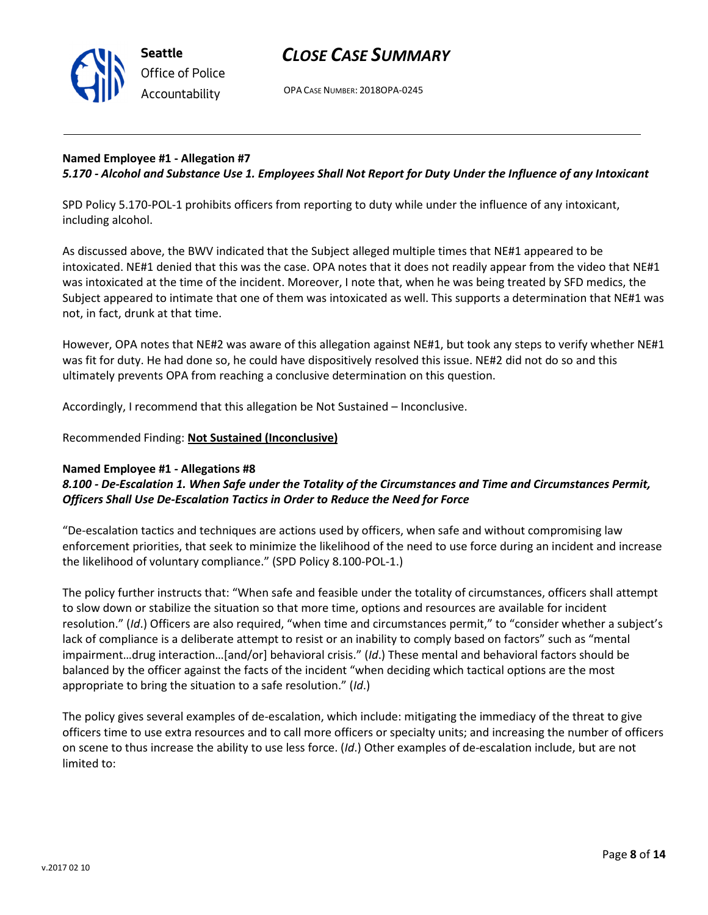**Named Employee #1 - Allegation #7**
***5.170 - Alcohol and Substance Use 1. Employees Shall Not Report for Duty Under the Influence of any Intoxicant***

SPD Policy 5.170-POL-1 prohibits officers from reporting to duty while under the influence of any intoxicant, including alcohol.

As discussed above, the BWV indicated that the Subject alleged multiple times that NE#1 appeared to be intoxicated. NE#1 denied that this was the case. OPA notes that it does not readily appear from the video that NE#1 was intoxicated at the time of the incident. Moreover, I note that, when he was being treated by SFD medics, the Subject appeared to intimate that one of them was intoxicated as well. This supports a determination that NE#1 was not, in fact, drunk at that time.

However, OPA notes that NE#2 was aware of this allegation against NE#1, but took any steps to verify whether NE#1 was fit for duty. He had done so, he could have dispositively resolved this issue. NE#2 did not do so and this ultimately prevents OPA from reaching a conclusive determination on this question.

Accordingly, I recommend that this allegation be Not Sustained – Inconclusive.

Recommended Finding: **<u>Not Sustained (Inconclusive)</u>**

**Named Employee #1 - Allegations #8**
***8.100 - De-Escalation 1. When Safe under the Totality of the Circumstances and Time and Circumstances Permit, Officers Shall Use De-Escalation Tactics in Order to Reduce the Need for Force***

"De-escalation tactics and techniques are actions used by officers, when safe and without compromising law enforcement priorities, that seek to minimize the likelihood of the need to use force during an incident and increase the likelihood of voluntary compliance." (SPD Policy 8.100-POL-1.)

The policy further instructs that: "When safe and feasible under the totality of circumstances, officers shall attempt to slow down or stabilize the situation so that more time, options and resources are available for incident resolution." (*Id*.) Officers are also required, "when time and circumstances permit," to "consider whether a subject's lack of compliance is a deliberate attempt to resist or an inability to comply based on factors" such as "mental impairment…drug interaction…[and/or] behavioral crisis." (*Id*.) These mental and behavioral factors should be balanced by the officer against the facts of the incident "when deciding which tactical options are the most appropriate to bring the situation to a safe resolution." (*Id*.)

The policy gives several examples of de-escalation, which include: mitigating the immediacy of the threat to give officers time to use extra resources and to call more officers or specialty units; and increasing the number of officers on scene to thus increase the ability to use less force. (*Id*.) Other examples of de-escalation include, but are not limited to: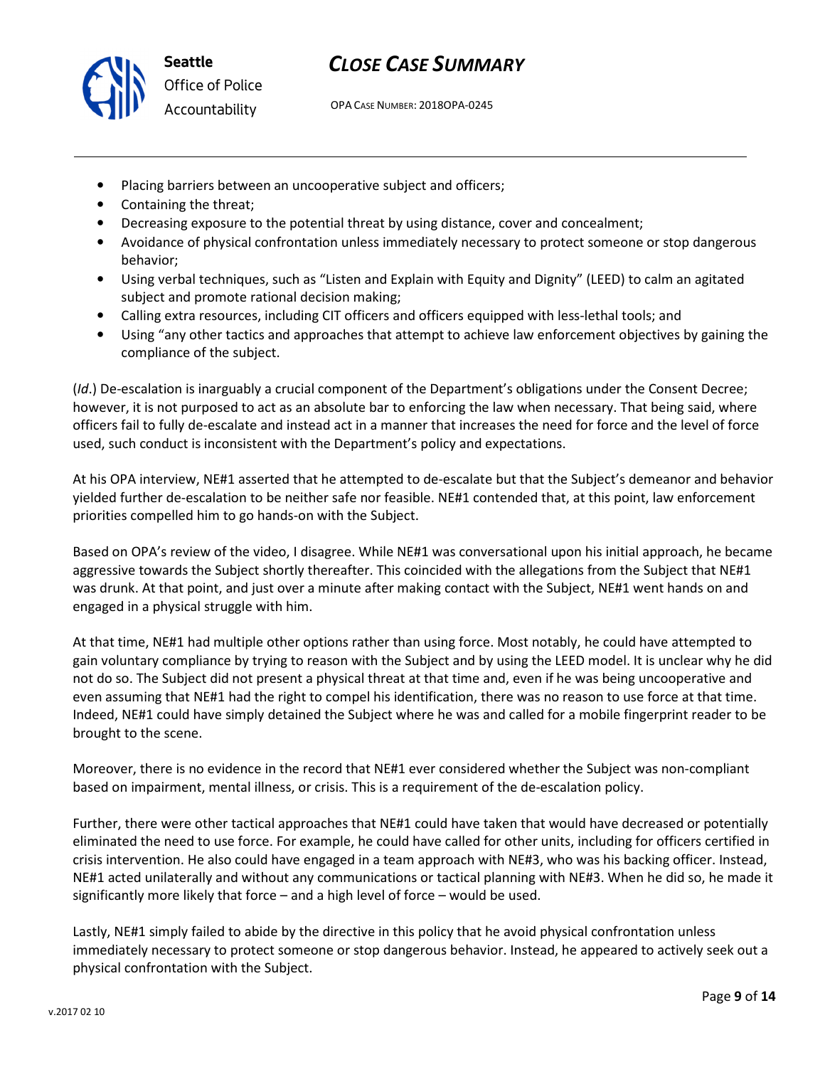- Placing barriers between an uncooperative subject and officers;
- Containing the threat;
- Decreasing exposure to the potential threat by using distance, cover and concealment;
- Avoidance of physical confrontation unless immediately necessary to protect someone or stop dangerous behavior;
- Using verbal techniques, such as "Listen and Explain with Equity and Dignity" (LEED) to calm an agitated subject and promote rational decision making;
- Calling extra resources, including CIT officers and officers equipped with less-lethal tools; and
- Using "any other tactics and approaches that attempt to achieve law enforcement objectives by gaining the compliance of the subject.

(*Id*.) De-escalation is inarguably a crucial component of the Department's obligations under the Consent Decree; however, it is not purposed to act as an absolute bar to enforcing the law when necessary. That being said, where officers fail to fully de-escalate and instead act in a manner that increases the need for force and the level of force used, such conduct is inconsistent with the Department's policy and expectations.

At his OPA interview, NE#1 asserted that he attempted to de-escalate but that the Subject's demeanor and behavior yielded further de-escalation to be neither safe nor feasible. NE#1 contended that, at this point, law enforcement priorities compelled him to go hands-on with the Subject.

Based on OPA's review of the video, I disagree. While NE#1 was conversational upon his initial approach, he became aggressive towards the Subject shortly thereafter. This coincided with the allegations from the Subject that NE#1 was drunk. At that point, and just over a minute after making contact with the Subject, NE#1 went hands on and engaged in a physical struggle with him.

At that time, NE#1 had multiple other options rather than using force. Most notably, he could have attempted to gain voluntary compliance by trying to reason with the Subject and by using the LEED model. It is unclear why he did not do so. The Subject did not present a physical threat at that time and, even if he was being uncooperative and even assuming that NE#1 had the right to compel his identification, there was no reason to use force at that time. Indeed, NE#1 could have simply detained the Subject where he was and called for a mobile fingerprint reader to be brought to the scene.

Moreover, there is no evidence in the record that NE#1 ever considered whether the Subject was non-compliant based on impairment, mental illness, or crisis. This is a requirement of the de-escalation policy.

Further, there were other tactical approaches that NE#1 could have taken that would have decreased or potentially eliminated the need to use force. For example, he could have called for other units, including for officers certified in crisis intervention. He also could have engaged in a team approach with NE#3, who was his backing officer. Instead, NE#1 acted unilaterally and without any communications or tactical planning with NE#3. When he did so, he made it significantly more likely that force – and a high level of force – would be used.

Lastly, NE#1 simply failed to abide by the directive in this policy that he avoid physical confrontation unless immediately necessary to protect someone or stop dangerous behavior. Instead, he appeared to actively seek out a physical confrontation with the Subject.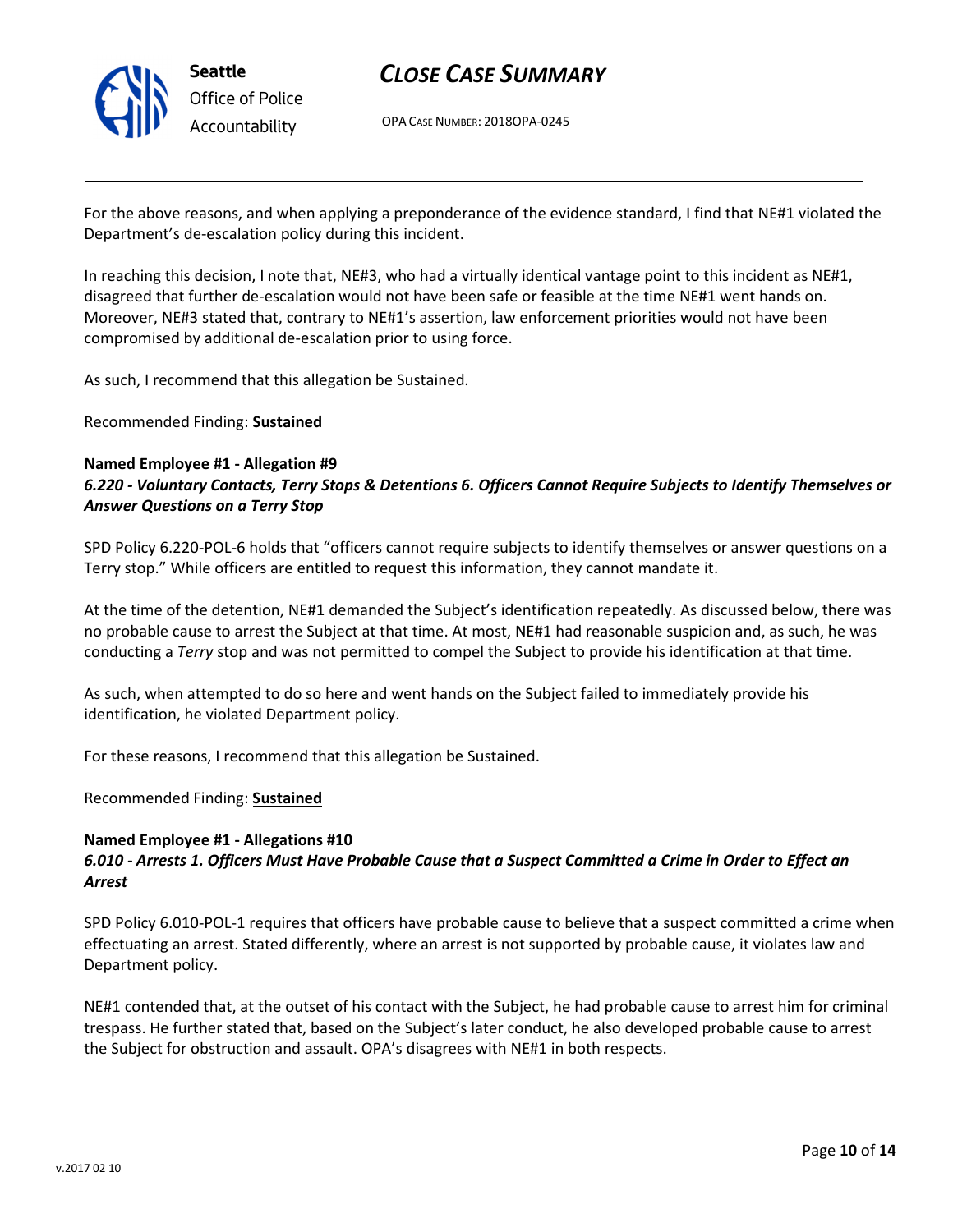For the above reasons, and when applying a preponderance of the evidence standard, I find that NE#1 violated the Department's de-escalation policy during this incident.

In reaching this decision, I note that, NE#3, who had a virtually identical vantage point to this incident as NE#1, disagreed that further de-escalation would not have been safe or feasible at the time NE#1 went hands on. Moreover, NE#3 stated that, contrary to NE#1's assertion, law enforcement priorities would not have been compromised by additional de-escalation prior to using force.

As such, I recommend that this allegation be Sustained.

Recommended Finding: **Sustained**

**Named Employee #1 - Allegation #9**
***6.220 - Voluntary Contacts, Terry Stops & Detentions 6. Officers Cannot Require Subjects to Identify Themselves or Answer Questions on a Terry Stop***

SPD Policy 6.220-POL-6 holds that "officers cannot require subjects to identify themselves or answer questions on a Terry stop." While officers are entitled to request this information, they cannot mandate it.

At the time of the detention, NE#1 demanded the Subject's identification repeatedly. As discussed below, there was no probable cause to arrest the Subject at that time. At most, NE#1 had reasonable suspicion and, as such, he was conducting a *Terry* stop and was not permitted to compel the Subject to provide his identification at that time.

As such, when attempted to do so here and went hands on the Subject failed to immediately provide his identification, he violated Department policy.

For these reasons, I recommend that this allegation be Sustained.

Recommended Finding: **Sustained**

**Named Employee #1 - Allegations #10**
***6.010 - Arrests 1. Officers Must Have Probable Cause that a Suspect Committed a Crime in Order to Effect an Arrest***

SPD Policy 6.010-POL-1 requires that officers have probable cause to believe that a suspect committed a crime when effectuating an arrest. Stated differently, where an arrest is not supported by probable cause, it violates law and Department policy.

NE#1 contended that, at the outset of his contact with the Subject, he had probable cause to arrest him for criminal trespass. He further stated that, based on the Subject's later conduct, he also developed probable cause to arrest the Subject for obstruction and assault. OPA's disagrees with NE#1 in both respects.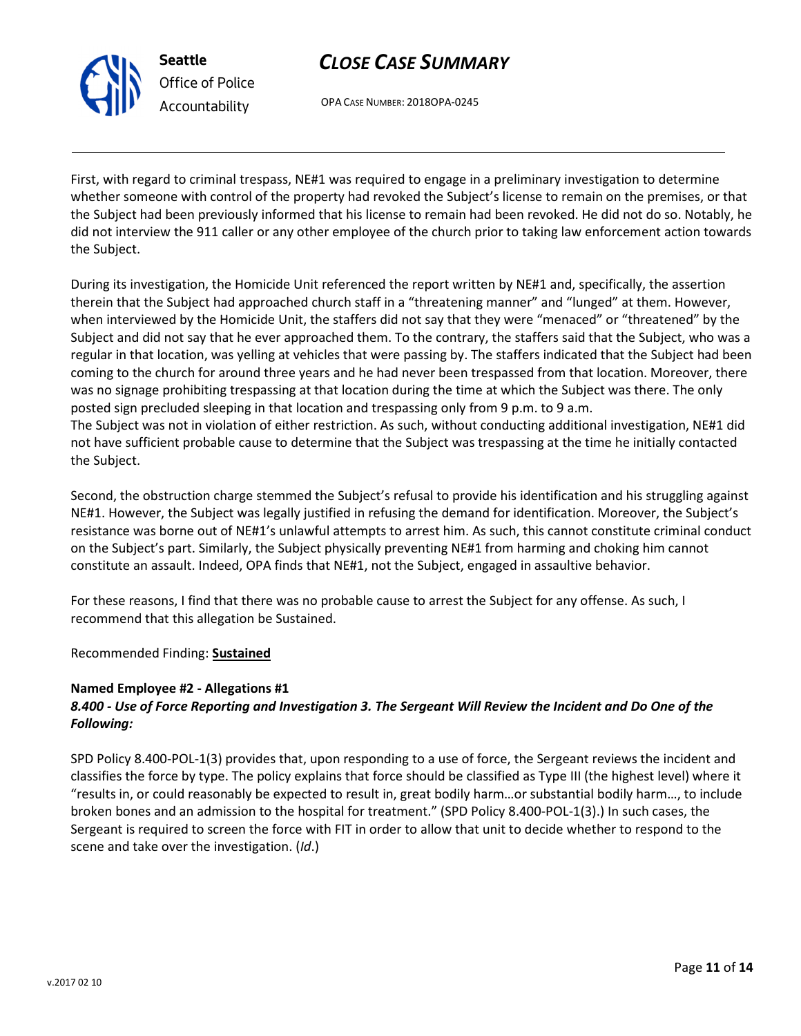First, with regard to criminal trespass, NE#1 was required to engage in a preliminary investigation to determine whether someone with control of the property had revoked the Subject's license to remain on the premises, or that the Subject had been previously informed that his license to remain had been revoked. He did not do so. Notably, he did not interview the 911 caller or any other employee of the church prior to taking law enforcement action towards the Subject.

During its investigation, the Homicide Unit referenced the report written by NE#1 and, specifically, the assertion therein that the Subject had approached church staff in a "threatening manner" and "lunged" at them. However, when interviewed by the Homicide Unit, the staffers did not say that they were "menaced" or "threatened" by the Subject and did not say that he ever approached them. To the contrary, the staffers said that the Subject, who was a regular in that location, was yelling at vehicles that were passing by. The staffers indicated that the Subject had been coming to the church for around three years and he had never been trespassed from that location. Moreover, there was no signage prohibiting trespassing at that location during the time at which the Subject was there. The only posted sign precluded sleeping in that location and trespassing only from 9 p.m. to 9 a.m.
The Subject was not in violation of either restriction. As such, without conducting additional investigation, NE#1 did not have sufficient probable cause to determine that the Subject was trespassing at the time he initially contacted the Subject.

Second, the obstruction charge stemmed the Subject's refusal to provide his identification and his struggling against NE#1. However, the Subject was legally justified in refusing the demand for identification. Moreover, the Subject's resistance was borne out of NE#1's unlawful attempts to arrest him. As such, this cannot constitute criminal conduct on the Subject's part. Similarly, the Subject physically preventing NE#1 from harming and choking him cannot constitute an assault. Indeed, OPA finds that NE#1, not the Subject, engaged in assaultive behavior.

For these reasons, I find that there was no probable cause to arrest the Subject for any offense. As such, I recommend that this allegation be Sustained.

Recommended Finding: **Sustained**

**Named Employee #2 - Allegations #1**
***8.400 - Use of Force Reporting and Investigation 3. The Sergeant Will Review the Incident and Do One of the Following:***

SPD Policy 8.400-POL-1(3) provides that, upon responding to a use of force, the Sergeant reviews the incident and classifies the force by type. The policy explains that force should be classified as Type III (the highest level) where it "results in, or could reasonably be expected to result in, great bodily harm…or substantial bodily harm…, to include broken bones and an admission to the hospital for treatment." (SPD Policy 8.400-POL-1(3).) In such cases, the Sergeant is required to screen the force with FIT in order to allow that unit to decide whether to respond to the scene and take over the investigation. (*Id*.)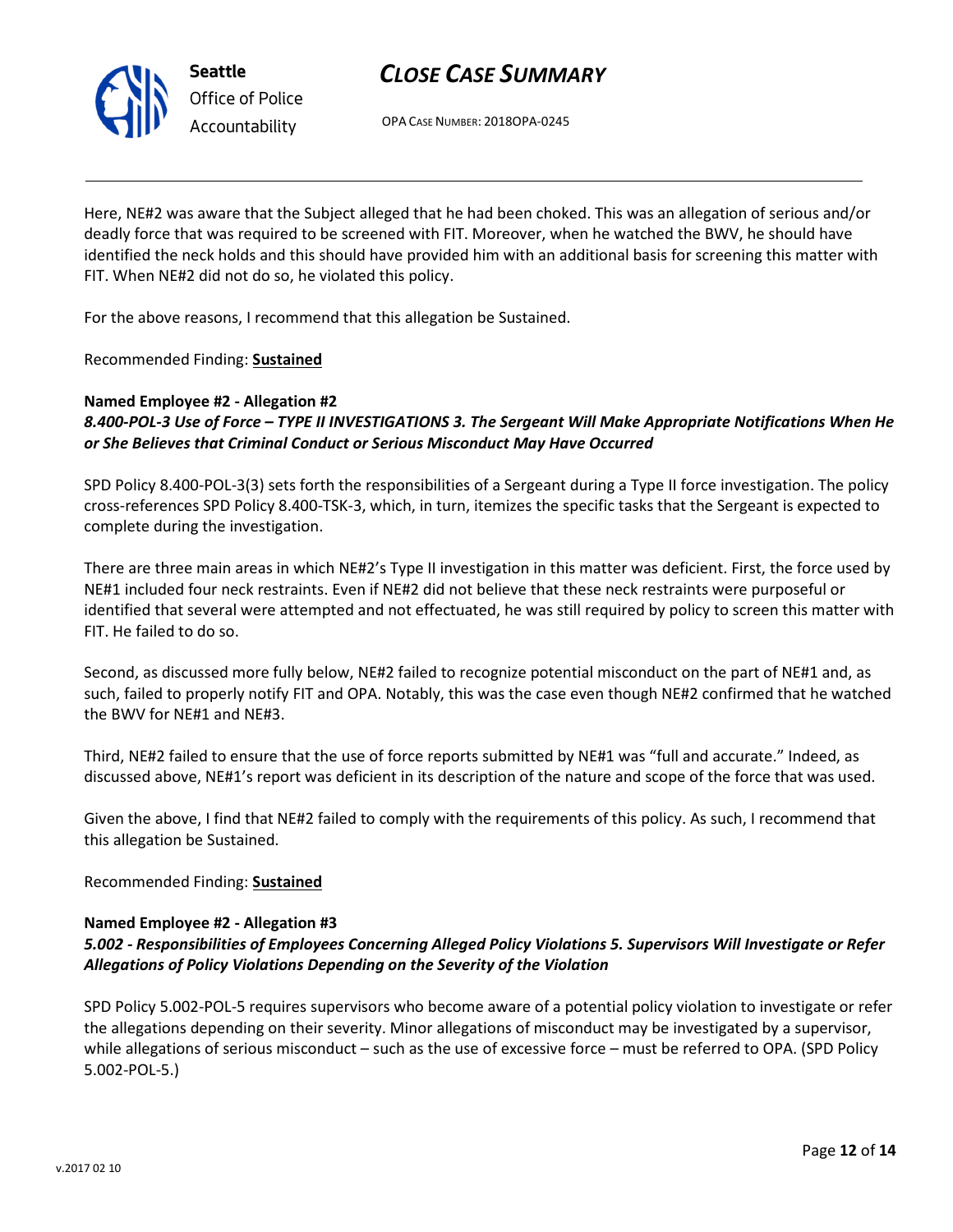Here, NE#2 was aware that the Subject alleged that he had been choked. This was an allegation of serious and/or deadly force that was required to be screened with FIT. Moreover, when he watched the BWV, he should have identified the neck holds and this should have provided him with an additional basis for screening this matter with FIT. When NE#2 did not do so, he violated this policy.

For the above reasons, I recommend that this allegation be Sustained.

Recommended Finding: **Sustained**

**Named Employee #2 - Allegation #2**
***8.400-POL-3 Use of Force – TYPE II INVESTIGATIONS 3. The Sergeant Will Make Appropriate Notifications When He or She Believes that Criminal Conduct or Serious Misconduct May Have Occurred***

SPD Policy 8.400-POL-3(3) sets forth the responsibilities of a Sergeant during a Type II force investigation. The policy cross-references SPD Policy 8.400-TSK-3, which, in turn, itemizes the specific tasks that the Sergeant is expected to complete during the investigation.

There are three main areas in which NE#2's Type II investigation in this matter was deficient. First, the force used by NE#1 included four neck restraints. Even if NE#2 did not believe that these neck restraints were purposeful or identified that several were attempted and not effectuated, he was still required by policy to screen this matter with FIT. He failed to do so.

Second, as discussed more fully below, NE#2 failed to recognize potential misconduct on the part of NE#1 and, as such, failed to properly notify FIT and OPA. Notably, this was the case even though NE#2 confirmed that he watched the BWV for NE#1 and NE#3.

Third, NE#2 failed to ensure that the use of force reports submitted by NE#1 was "full and accurate." Indeed, as discussed above, NE#1's report was deficient in its description of the nature and scope of the force that was used.

Given the above, I find that NE#2 failed to comply with the requirements of this policy. As such, I recommend that this allegation be Sustained.

Recommended Finding: **Sustained**

**Named Employee #2 - Allegation #3**
***5.002 - Responsibilities of Employees Concerning Alleged Policy Violations 5. Supervisors Will Investigate or Refer Allegations of Policy Violations Depending on the Severity of the Violation***

SPD Policy 5.002-POL-5 requires supervisors who become aware of a potential policy violation to investigate or refer the allegations depending on their severity. Minor allegations of misconduct may be investigated by a supervisor, while allegations of serious misconduct – such as the use of excessive force – must be referred to OPA. (SPD Policy 5.002-POL-5.)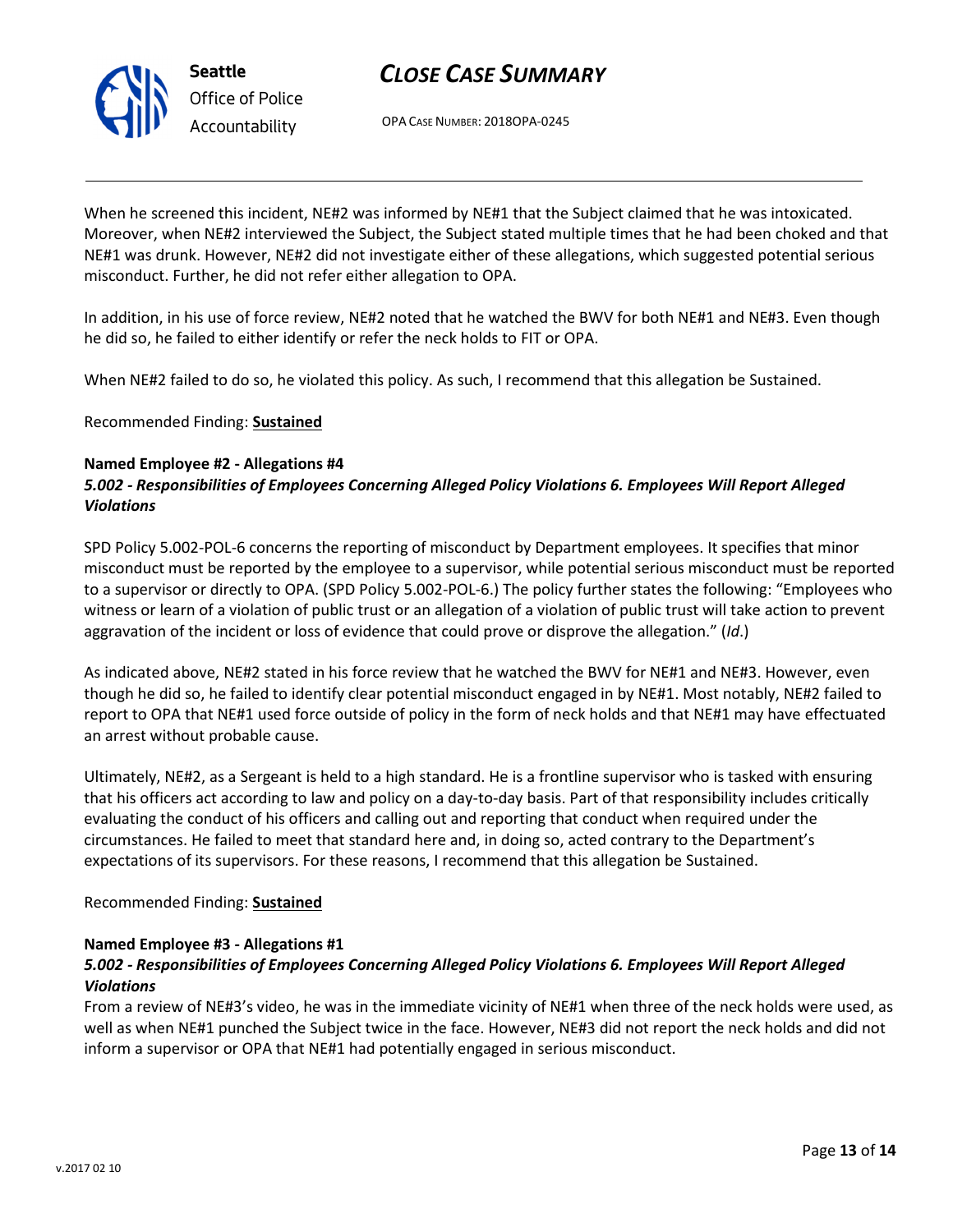When he screened this incident, NE#2 was informed by NE#1 that the Subject claimed that he was intoxicated. Moreover, when NE#2 interviewed the Subject, the Subject stated multiple times that he had been choked and that NE#1 was drunk. However, NE#2 did not investigate either of these allegations, which suggested potential serious misconduct. Further, he did not refer either allegation to OPA.

In addition, in his use of force review, NE#2 noted that he watched the BWV for both NE#1 and NE#3. Even though he did so, he failed to either identify or refer the neck holds to FIT or OPA.

When NE#2 failed to do so, he violated this policy. As such, I recommend that this allegation be Sustained.

Recommended Finding: **Sustained**

**Named Employee #2 - Allegations #4**
***5.002 - Responsibilities of Employees Concerning Alleged Policy Violations 6. Employees Will Report Alleged Violations***

SPD Policy 5.002-POL-6 concerns the reporting of misconduct by Department employees. It specifies that minor misconduct must be reported by the employee to a supervisor, while potential serious misconduct must be reported to a supervisor or directly to OPA. (SPD Policy 5.002-POL-6.) The policy further states the following: "Employees who witness or learn of a violation of public trust or an allegation of a violation of public trust will take action to prevent aggravation of the incident or loss of evidence that could prove or disprove the allegation." (*Id*.)

As indicated above, NE#2 stated in his force review that he watched the BWV for NE#1 and NE#3. However, even though he did so, he failed to identify clear potential misconduct engaged in by NE#1. Most notably, NE#2 failed to report to OPA that NE#1 used force outside of policy in the form of neck holds and that NE#1 may have effectuated an arrest without probable cause.

Ultimately, NE#2, as a Sergeant is held to a high standard. He is a frontline supervisor who is tasked with ensuring that his officers act according to law and policy on a day-to-day basis. Part of that responsibility includes critically evaluating the conduct of his officers and calling out and reporting that conduct when required under the circumstances. He failed to meet that standard here and, in doing so, acted contrary to the Department's expectations of its supervisors. For these reasons, I recommend that this allegation be Sustained.

Recommended Finding: **Sustained**

**Named Employee #3 - Allegations #1**
***5.002 - Responsibilities of Employees Concerning Alleged Policy Violations 6. Employees Will Report Alleged Violations***

From a review of NE#3's video, he was in the immediate vicinity of NE#1 when three of the neck holds were used, as well as when NE#1 punched the Subject twice in the face. However, NE#3 did not report the neck holds and did not inform a supervisor or OPA that NE#1 had potentially engaged in serious misconduct.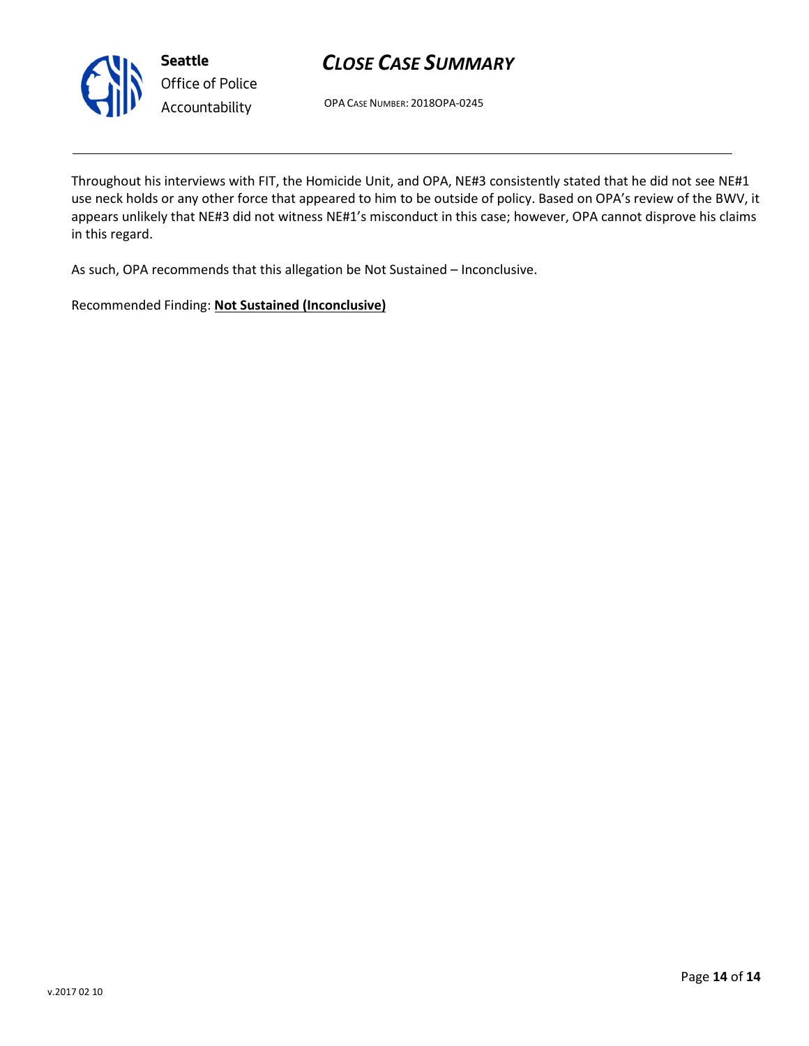Throughout his interviews with FIT, the Homicide Unit, and OPA, NE#3 consistently stated that he did not see NE#1 use neck holds or any other force that appeared to him to be outside of policy. Based on OPA's review of the BWV, it appears unlikely that NE#3 did not witness NE#1's misconduct in this case; however, OPA cannot disprove his claims in this regard.

As such, OPA recommends that this allegation be Not Sustained – Inconclusive.

Recommended Finding: **Not Sustained (Inconclusive)**